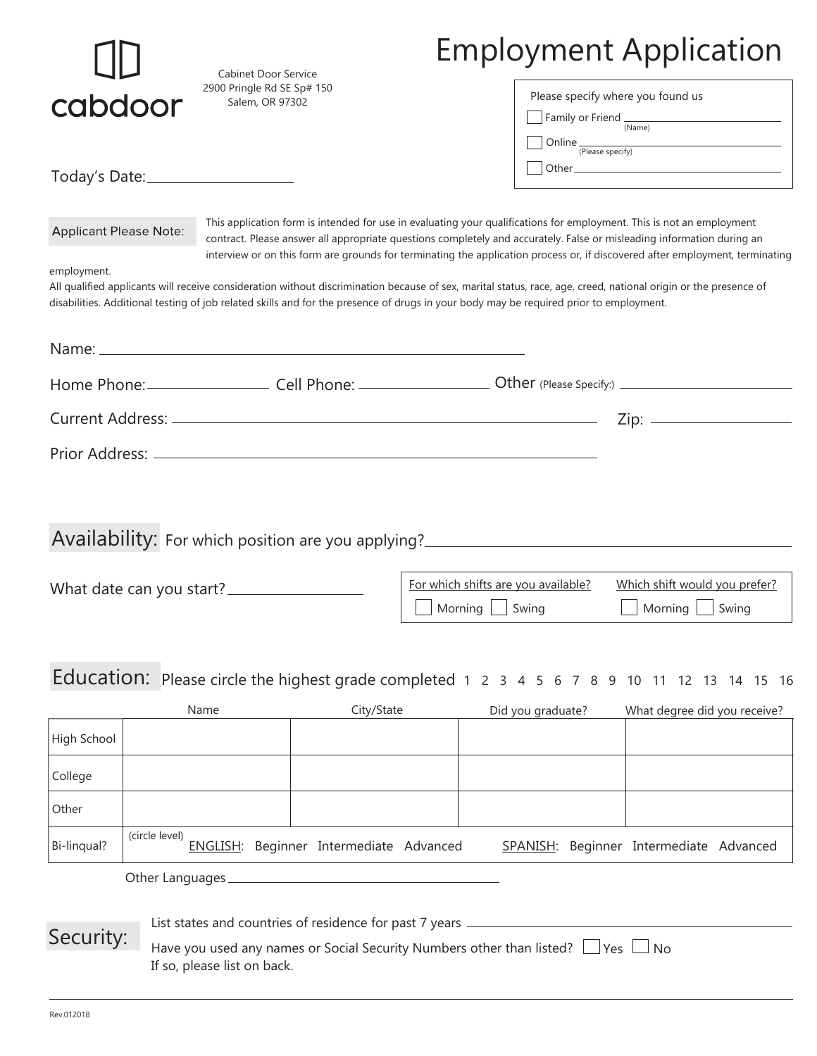cabdoor

Cabinet Door Service
2900 Pringle Rd SE Sp# 150
Salem, OR 97302

# Employment Application

Please specify where you found us

- [ ] Family or Friend ____________ (Name)
- [ ] Online ____________ (Please specify)
- [ ] Other ____________

Today's Date: ____________

**Applicant Please Note:** This application form is intended for use in evaluating your qualifications for employment. This is not an employment contract. Please answer all appropriate questions completely and accurately. False or misleading information during an interview or on this form are grounds for terminating the application process or, if discovered after employment, terminating employment.

All qualified applicants will receive consideration without discrimination because of sex, marital status, race, age, creed, national origin or the presence of disabilities. Additional testing of job related skills and for the presence of drugs in your body may be required prior to employment.

Name: ____________

Home Phone: ____________ Cell Phone: ____________ Other (Please Specify:) ____________

Current Address: ____________ Zip: ____________

Prior Address: ____________

## Availability:

For which position are you applying? ____________

What date can you start? ____________

| For which shifts are you available? | Which shift would you prefer? |
|---|---|
| [ ] Morning [ ] Swing | [ ] Morning [ ] Swing |

## Education:

Please circle the highest grade completed 1 2 3 4 5 6 7 8 9 10 11 12 13 14 15 16

| | Name | City/State | Did you graduate? | What degree did you receive? |
|---|---|---|---|---|
| High School | | | | |
| College | | | | |
| Other | | | | |
| Bi-linqual? | (circle level) ENGLISH: Beginner Intermediate Advanced | | SPANISH: Beginner Intermediate Advanced | |

Other Languages ____________

## Security:

List states and countries of residence for past 7 years ____________

Have you used any names or Social Security Numbers other than listed? [ ] Yes [ ] No
If so, please list on back.

Rev.012018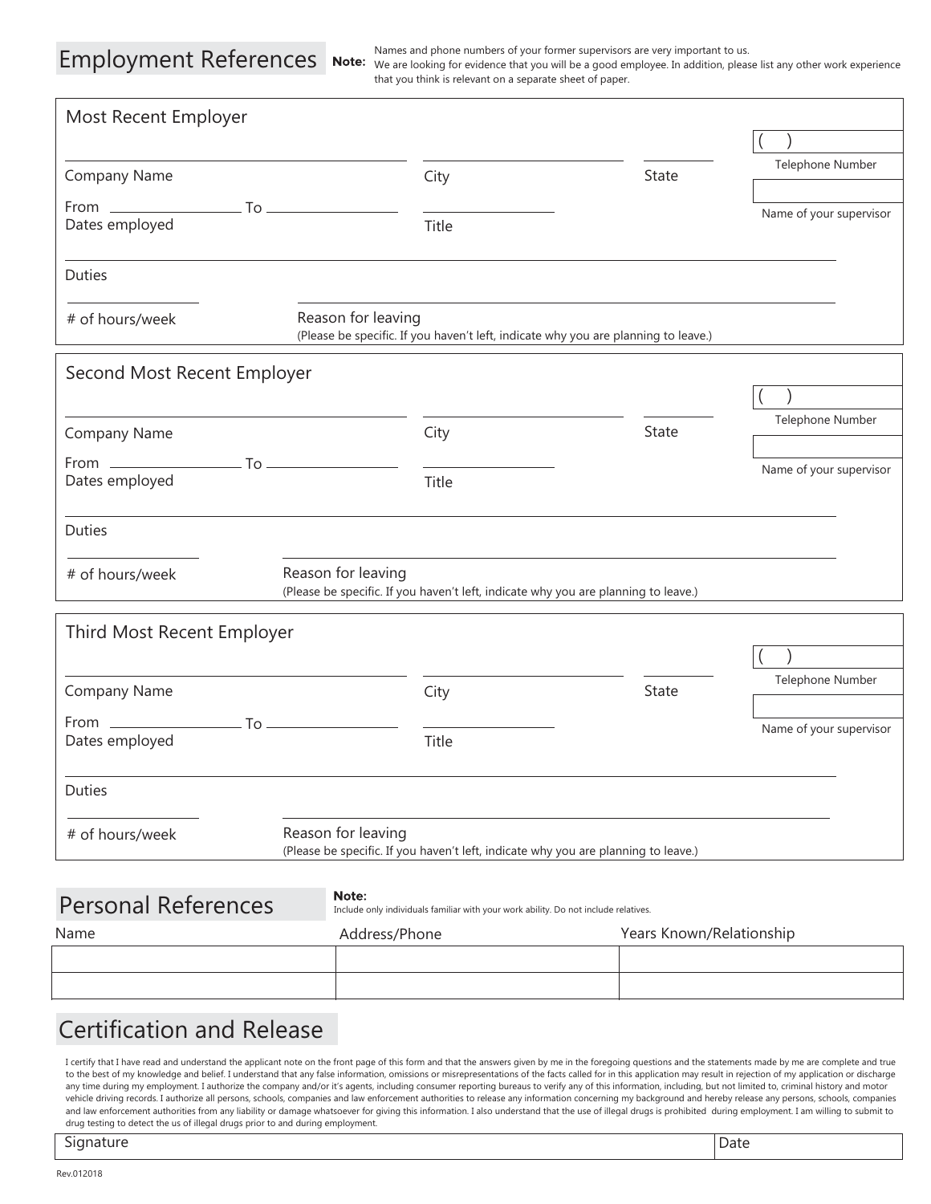# Employment References

**Note:** Names and phone numbers of your former supervisors are very important to us. We are looking for evidence that you will be a good employee. In addition, please list any other work experience that you think is relevant on a separate sheet of paper.

## Most Recent Employer

Company Name ______________________ City ______________________ State __________ ( ) Telephone Number

From __________ To __________ Dates employed

Title ______________________

Name of your supervisor ______________________

Duties ______________________

# of hours/week __________

Reason for leaving ______________________
(Please be specific. If you haven't left, indicate why you are planning to leave.)

## Second Most Recent Employer

Company Name ______________________ City ______________________ State __________ ( ) Telephone Number

From __________ To __________ Dates employed

Title ______________________

Name of your supervisor ______________________

Duties ______________________

# of hours/week __________

Reason for leaving ______________________
(Please be specific. If you haven't left, indicate why you are planning to leave.)

## Third Most Recent Employer

Company Name ______________________ City ______________________ State __________ ( ) Telephone Number

From __________ To __________ Dates employed

Title ______________________

Name of your supervisor ______________________

Duties ______________________

# of hours/week __________

Reason for leaving ______________________
(Please be specific. If you haven't left, indicate why you are planning to leave.)

# Personal References

**Note:** Include only individuals familiar with your work ability. Do not include relatives.

| Name | Address/Phone | Years Known/Relationship |
| --- | --- | --- |
| | | |
| | | |

# Certification and Release

I certify that I have read and understand the applicant note on the front page of this form and that the answers given by me in the foregoing questions and the statements made by me are complete and true to the best of my knowledge and belief. I understand that any false information, omissions or misrepresentations of the facts called for in this application may result in rejection of my application or discharge any time during my employment. I authorize the company and/or it's agents, including consumer reporting bureaus to verify any of this information, including, but not limited to, criminal history and motor vehicle driving records. I authorize all persons, schools, companies and law enforcement authorities to release any information concerning my background and hereby release any persons, schools, companies and law enforcement authorities from any liability or damage whatsoever for giving this information. I also understand that the use of illegal drugs is prohibited during employment. I am willing to submit to drug testing to detect the us of illegal drugs prior to and during employment.

| Signature | Date |
| --- | --- |
| | |

Rev.012018